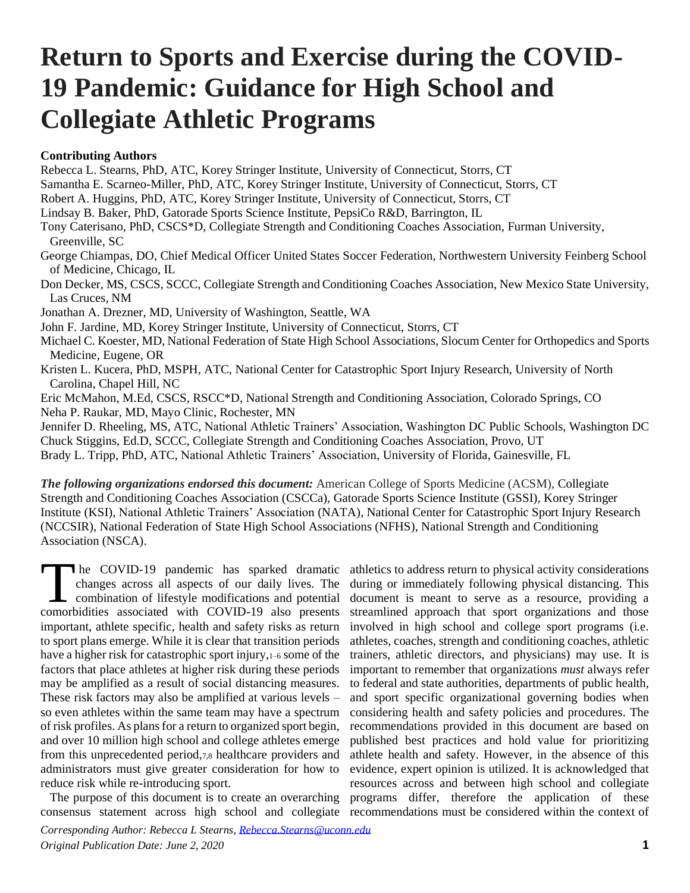# Return to Sports and Exercise during the COVID-19 Pandemic: Guidance for High School and Collegiate Athletic Programs

**Contributing Authors**

Rebecca L. Stearns, PhD, ATC, Korey Stringer Institute, University of Connecticut, Storrs, CT
Samantha E. Scarneo-Miller, PhD, ATC, Korey Stringer Institute, University of Connecticut, Storrs, CT
Robert A. Huggins, PhD, ATC, Korey Stringer Institute, University of Connecticut, Storrs, CT
Lindsay B. Baker, PhD, Gatorade Sports Science Institute, PepsiCo R&D, Barrington, IL
Tony Caterisano, PhD, CSCS*D, Collegiate Strength and Conditioning Coaches Association, Furman University, Greenville, SC
George Chiampas, DO, Chief Medical Officer United States Soccer Federation, Northwestern University Feinberg School of Medicine, Chicago, IL
Don Decker, MS, CSCS, SCCC, Collegiate Strength and Conditioning Coaches Association, New Mexico State University, Las Cruces, NM
Jonathan A. Drezner, MD, University of Washington, Seattle, WA
John F. Jardine, MD, Korey Stringer Institute, University of Connecticut, Storrs, CT
Michael C. Koester, MD, National Federation of State High School Associations, Slocum Center for Orthopedics and Sports Medicine, Eugene, OR
Kristen L. Kucera, PhD, MSPH, ATC, National Center for Catastrophic Sport Injury Research, University of North Carolina, Chapel Hill, NC
Eric McMahon, M.Ed, CSCS, RSCC*D, National Strength and Conditioning Association, Colorado Springs, CO
Neha P. Raukar, MD, Mayo Clinic, Rochester, MN
Jennifer D. Rheeling, MS, ATC, National Athletic Trainers' Association, Washington DC Public Schools, Washington DC
Chuck Stiggins, Ed.D, SCCC, Collegiate Strength and Conditioning Coaches Association, Provo, UT
Brady L. Tripp, PhD, ATC, National Athletic Trainers' Association, University of Florida, Gainesville, FL

***The following organizations endorsed this document:*** American College of Sports Medicine (ACSM), Collegiate Strength and Conditioning Coaches Association (CSCCa), Gatorade Sports Science Institute (GSSI), Korey Stringer Institute (KSI), National Athletic Trainers' Association (NATA), National Center for Catastrophic Sport Injury Research (NCCSIR), National Federation of State High School Associations (NFHS), National Strength and Conditioning Association (NSCA).

The COVID-19 pandemic has sparked dramatic changes across all aspects of our daily lives. The combination of lifestyle modifications and potential comorbidities associated with COVID-19 also presents important, athlete specific, health and safety risks as return to sport plans emerge. While it is clear that transition periods have a higher risk for catastrophic sport injury,[1–6] some of the factors that place athletes at higher risk during these periods may be amplified as a result of social distancing measures. These risk factors may also be amplified at various levels – so even athletes within the same team may have a spectrum of risk profiles. As plans for a return to organized sport begin, and over 10 million high school and college athletes emerge from this unprecedented period,[7,8] healthcare providers and administrators must give greater consideration for how to reduce risk while re-introducing sport.

The purpose of this document is to create an overarching consensus statement across high school and collegiate athletics to address return to physical activity considerations during or immediately following physical distancing. This document is meant to serve as a resource, providing a streamlined approach that sport organizations and those involved in high school and college sport programs (i.e. athletes, coaches, strength and conditioning coaches, athletic trainers, athletic directors, and physicians) may use. It is important to remember that organizations *must* always refer to federal and state authorities, departments of public health, and sport specific organizational governing bodies when considering health and safety policies and procedures. The recommendations provided in this document are based on published best practices and hold value for prioritizing athlete health and safety. However, in the absence of this evidence, expert opinion is utilized. It is acknowledged that resources across and between high school and collegiate programs differ, therefore the application of these recommendations must be considered within the context of

*Corresponding Author: Rebecca L Stearns, Rebecca.Stearns@uconn.edu*
*Original Publication Date: June 2, 2020*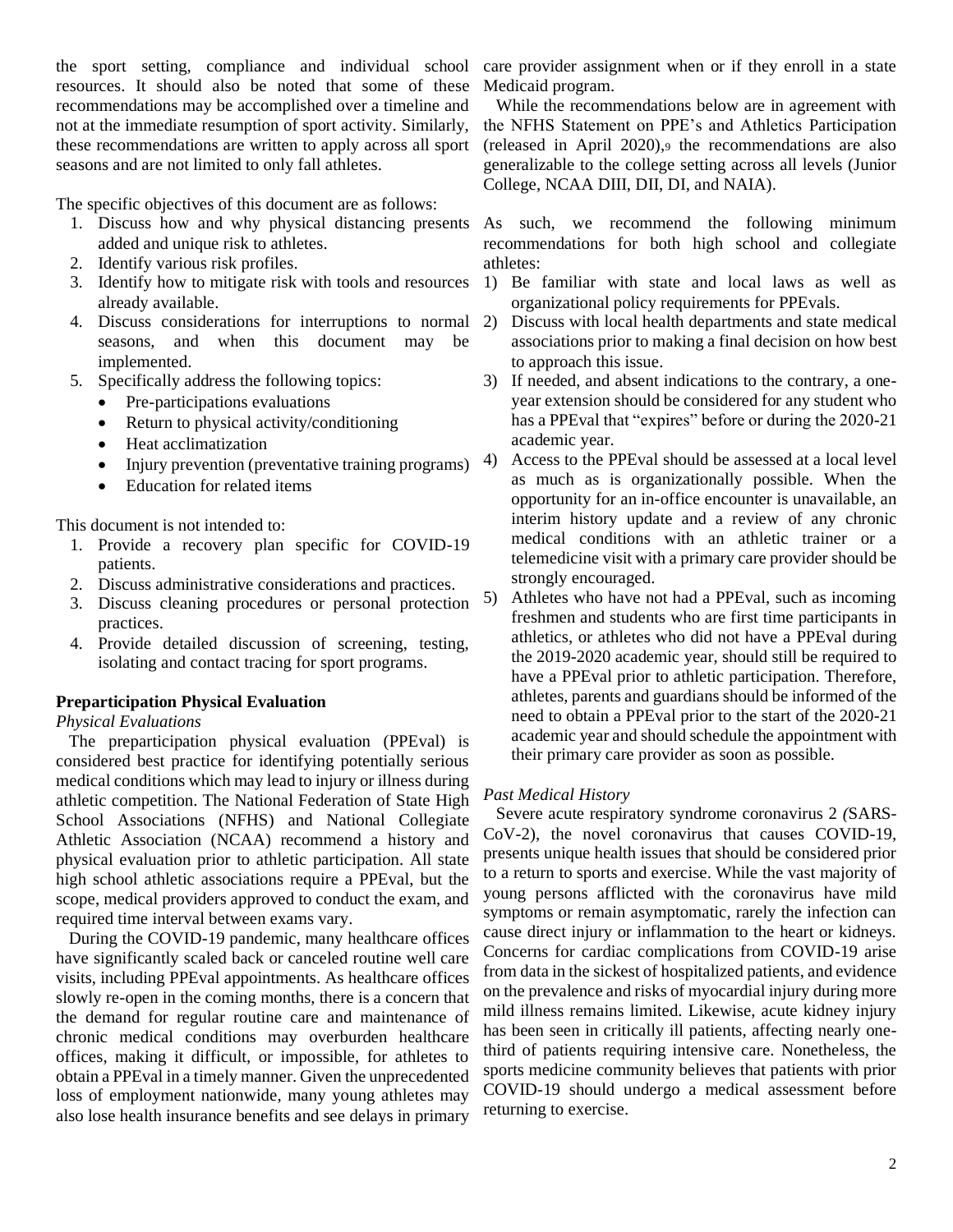the sport setting, compliance and individual school resources. It should also be noted that some of these recommendations may be accomplished over a timeline and not at the immediate resumption of sport activity. Similarly, these recommendations are written to apply across all sport seasons and are not limited to only fall athletes.

The specific objectives of this document are as follows:

1. Discuss how and why physical distancing presents added and unique risk to athletes.
2. Identify various risk profiles.
3. Identify how to mitigate risk with tools and resources already available.
4. Discuss considerations for interruptions to normal seasons, and when this document may be implemented.
5. Specifically address the following topics:
   - Pre-participations evaluations
   - Return to physical activity/conditioning
   - Heat acclimatization
   - Injury prevention (preventative training programs)
   - Education for related items

This document is not intended to:

1. Provide a recovery plan specific for COVID-19 patients.
2. Discuss administrative considerations and practices.
3. Discuss cleaning procedures or personal protection practices.
4. Provide detailed discussion of screening, testing, isolating and contact tracing for sport programs.

## Preparticipation Physical Evaluation

### *Physical Evaluations*

The preparticipation physical evaluation (PPEval) is considered best practice for identifying potentially serious medical conditions which may lead to injury or illness during athletic competition. The National Federation of State High School Associations (NFHS) and National Collegiate Athletic Association (NCAA) recommend a history and physical evaluation prior to athletic participation. All state high school athletic associations require a PPEval, but the scope, medical providers approved to conduct the exam, and required time interval between exams vary.

During the COVID-19 pandemic, many healthcare offices have significantly scaled back or canceled routine well care visits, including PPEval appointments. As healthcare offices slowly re-open in the coming months, there is a concern that the demand for regular routine care and maintenance of chronic medical conditions may overburden healthcare offices, making it difficult, or impossible, for athletes to obtain a PPEval in a timely manner. Given the unprecedented loss of employment nationwide, many young athletes may also lose health insurance benefits and see delays in primary care provider assignment when or if they enroll in a state Medicaid program.

While the recommendations below are in agreement with the NFHS Statement on PPE's and Athletics Participation (released in April 2020),[9] the recommendations are also generalizable to the college setting across all levels (Junior College, NCAA DIII, DII, DI, and NAIA).

As such, we recommend the following minimum recommendations for both high school and collegiate athletes:

1) Be familiar with state and local laws as well as organizational policy requirements for PPEvals.
2) Discuss with local health departments and state medical associations prior to making a final decision on how best to approach this issue.
3) If needed, and absent indications to the contrary, a one-year extension should be considered for any student who has a PPEval that "expires" before or during the 2020-21 academic year.
4) Access to the PPEval should be assessed at a local level as much as is organizationally possible. When the opportunity for an in-office encounter is unavailable, an interim history update and a review of any chronic medical conditions with an athletic trainer or a telemedicine visit with a primary care provider should be strongly encouraged.
5) Athletes who have not had a PPEval, such as incoming freshmen and students who are first time participants in athletics, or athletes who did not have a PPEval during the 2019-2020 academic year, should still be required to have a PPEval prior to athletic participation. Therefore, athletes, parents and guardians should be informed of the need to obtain a PPEval prior to the start of the 2020-21 academic year and should schedule the appointment with their primary care provider as soon as possible.

### *Past Medical History*

Severe acute respiratory syndrome coronavirus 2 *(*SARS-CoV-2), the novel coronavirus that causes COVID-19, presents unique health issues that should be considered prior to a return to sports and exercise. While the vast majority of young persons afflicted with the coronavirus have mild symptoms or remain asymptomatic, rarely the infection can cause direct injury or inflammation to the heart or kidneys. Concerns for cardiac complications from COVID-19 arise from data in the sickest of hospitalized patients, and evidence on the prevalence and risks of myocardial injury during more mild illness remains limited. Likewise, acute kidney injury has been seen in critically ill patients, affecting nearly one-third of patients requiring intensive care. Nonetheless, the sports medicine community believes that patients with prior COVID-19 should undergo a medical assessment before returning to exercise.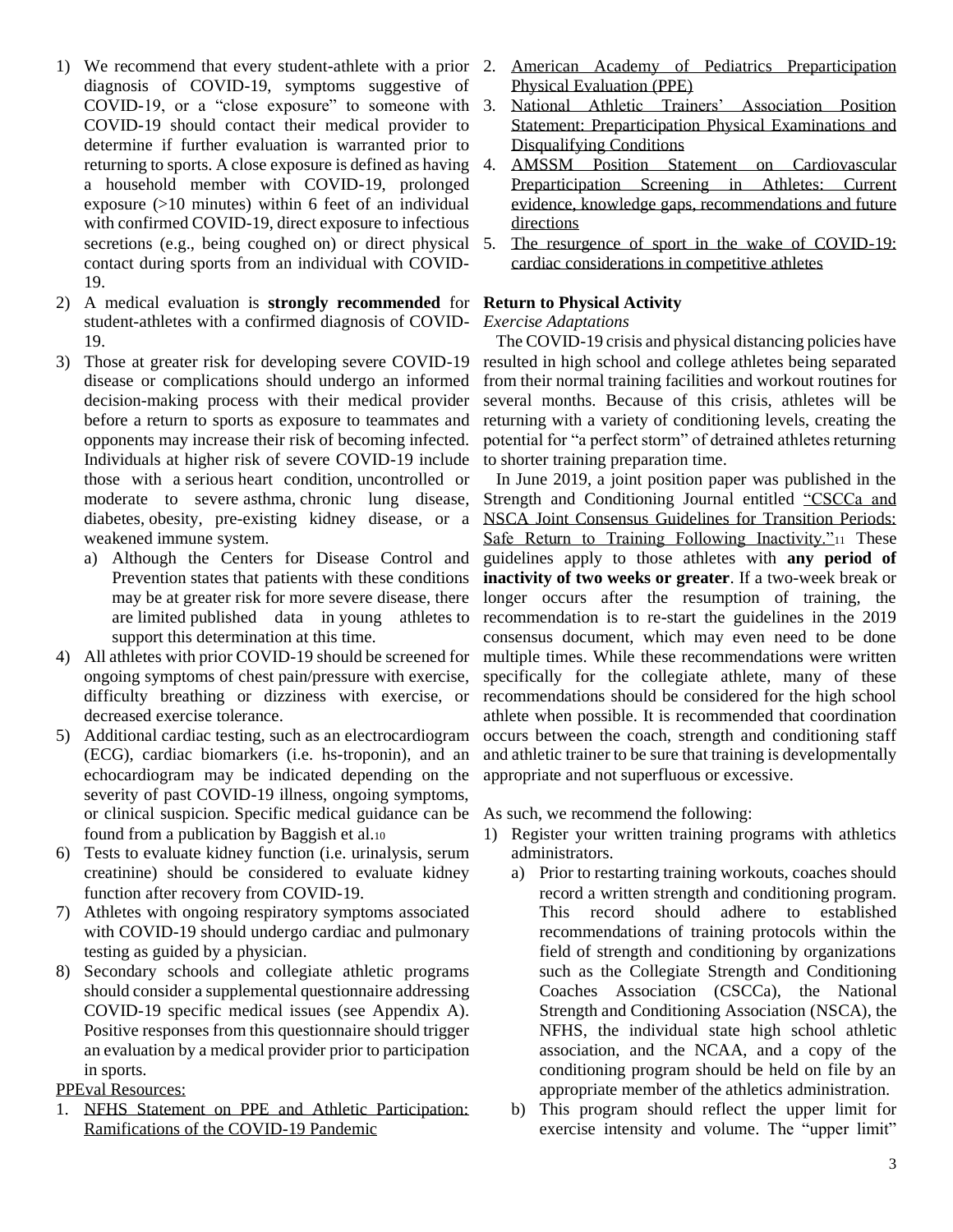1) We recommend that every student-athlete with a prior diagnosis of COVID-19, symptoms suggestive of COVID-19, or a "close exposure" to someone with COVID-19 should contact their medical provider to determine if further evaluation is warranted prior to returning to sports. A close exposure is defined as having a household member with COVID-19, prolonged exposure (>10 minutes) within 6 feet of an individual with confirmed COVID-19, direct exposure to infectious secretions (e.g., being coughed on) or direct physical contact during sports from an individual with COVID-19.
2) A medical evaluation is **strongly recommended** for student-athletes with a confirmed diagnosis of COVID-19.
3) Those at greater risk for developing severe COVID-19 disease or complications should undergo an informed decision-making process with their medical provider before a return to sports as exposure to teammates and opponents may increase their risk of becoming infected. Individuals at higher risk of severe COVID-19 include those with a serious heart condition, uncontrolled or moderate to severe asthma, chronic lung disease, diabetes, obesity, pre-existing kidney disease, or a weakened immune system.
   a) Although the Centers for Disease Control and Prevention states that patients with these conditions may be at greater risk for more severe disease, there are limited published data in young athletes to support this determination at this time.
4) All athletes with prior COVID-19 should be screened for ongoing symptoms of chest pain/pressure with exercise, difficulty breathing or dizziness with exercise, or decreased exercise tolerance.
5) Additional cardiac testing, such as an electrocardiogram (ECG), cardiac biomarkers (i.e. hs-troponin), and an echocardiogram may be indicated depending on the severity of past COVID-19 illness, ongoing symptoms, or clinical suspicion. Specific medical guidance can be found from a publication by Baggish et al.[10]
6) Tests to evaluate kidney function (i.e. urinalysis, serum creatinine) should be considered to evaluate kidney function after recovery from COVID-19.
7) Athletes with ongoing respiratory symptoms associated with COVID-19 should undergo cardiac and pulmonary testing as guided by a physician.
8) Secondary schools and collegiate athletic programs should consider a supplemental questionnaire addressing COVID-19 specific medical issues (see Appendix A). Positive responses from this questionnaire should trigger an evaluation by a medical provider prior to participation in sports.

PPEval Resources:

1. NFHS Statement on PPE and Athletic Participation: Ramifications of the COVID-19 Pandemic
2. American Academy of Pediatrics Preparticipation Physical Evaluation (PPE)
3. National Athletic Trainers' Association Position Statement: Preparticipation Physical Examinations and Disqualifying Conditions
4. AMSSM Position Statement on Cardiovascular Preparticipation Screening in Athletes: Current evidence, knowledge gaps, recommendations and future directions
5. The resurgence of sport in the wake of COVID-19: cardiac considerations in competitive athletes

## Return to Physical Activity

*Exercise Adaptations*

The COVID-19 crisis and physical distancing policies have resulted in high school and college athletes being separated from their normal training facilities and workout routines for several months. Because of this crisis, athletes will be returning with a variety of conditioning levels, creating the potential for "a perfect storm" of detrained athletes returning to shorter training preparation time.

In June 2019, a joint position paper was published in the Strength and Conditioning Journal entitled "CSCCa and NSCA Joint Consensus Guidelines for Transition Periods: Safe Return to Training Following Inactivity."[11] These guidelines apply to those athletes with **any period of inactivity of two weeks or greater**. If a two-week break or longer occurs after the resumption of training, the recommendation is to re-start the guidelines in the 2019 consensus document, which may even need to be done multiple times. While these recommendations were written specifically for the collegiate athlete, many of these recommendations should be considered for the high school athlete when possible. It is recommended that coordination occurs between the coach, strength and conditioning staff and athletic trainer to be sure that training is developmentally appropriate and not superfluous or excessive.

As such, we recommend the following:

1) Register your written training programs with athletics administrators.
   a) Prior to restarting training workouts, coaches should record a written strength and conditioning program. This record should adhere to established recommendations of training protocols within the field of strength and conditioning by organizations such as the Collegiate Strength and Conditioning Coaches Association (CSCCa), the National Strength and Conditioning Association (NSCA), the NFHS, the individual state high school athletic association, and the NCAA, and a copy of the conditioning program should be held on file by an appropriate member of the athletics administration.
   b) This program should reflect the upper limit for exercise intensity and volume. The "upper limit"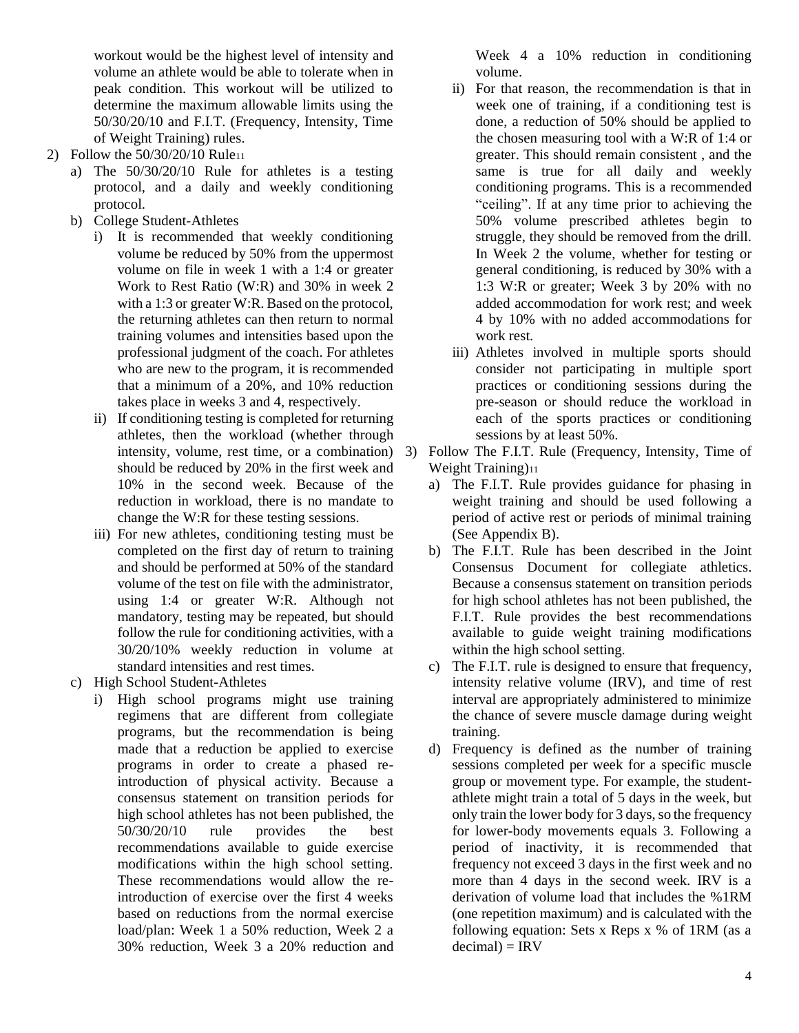workout would be the highest level of intensity and volume an athlete would be able to tolerate when in peak condition. This workout will be utilized to determine the maximum allowable limits using the 50/30/20/10 and F.I.T. (Frequency, Intensity, Time of Weight Training) rules.

2) Follow the 50/30/20/10 Rule[11]
   a) The 50/30/20/10 Rule for athletes is a testing protocol, and a daily and weekly conditioning protocol.
   b) College Student-Athletes
      i) It is recommended that weekly conditioning volume be reduced by 50% from the uppermost volume on file in week 1 with a 1:4 or greater Work to Rest Ratio (W:R) and 30% in week 2 with a 1:3 or greater W:R. Based on the protocol, the returning athletes can then return to normal training volumes and intensities based upon the professional judgment of the coach. For athletes who are new to the program, it is recommended that a minimum of a 20%, and 10% reduction takes place in weeks 3 and 4, respectively.
      ii) If conditioning testing is completed for returning athletes, then the workload (whether through intensity, volume, rest time, or a combination) should be reduced by 20% in the first week and 10% in the second week. Because of the reduction in workload, there is no mandate to change the W:R for these testing sessions.
      iii) For new athletes, conditioning testing must be completed on the first day of return to training and should be performed at 50% of the standard volume of the test on file with the administrator, using 1:4 or greater W:R. Although not mandatory, testing may be repeated, but should follow the rule for conditioning activities, with a 30/20/10% weekly reduction in volume at standard intensities and rest times.
   c) High School Student-Athletes
      i) High school programs might use training regimens that are different from collegiate programs, but the recommendation is being made that a reduction be applied to exercise programs in order to create a phased re-introduction of physical activity. Because a consensus statement on transition periods for high school athletes has not been published, the 50/30/20/10 rule provides the best recommendations available to guide exercise modifications within the high school setting. These recommendations would allow the re-introduction of exercise over the first 4 weeks based on reductions from the normal exercise load/plan: Week 1 a 50% reduction, Week 2 a 30% reduction, Week 3 a 20% reduction and Week 4 a 10% reduction in conditioning volume.
      ii) For that reason, the recommendation is that in week one of training, if a conditioning test is done, a reduction of 50% should be applied to the chosen measuring tool with a W:R of 1:4 or greater. This should remain consistent , and the same is true for all daily and weekly conditioning programs. This is a recommended "ceiling". If at any time prior to achieving the 50% volume prescribed athletes begin to struggle, they should be removed from the drill. In Week 2 the volume, whether for testing or general conditioning, is reduced by 30% with a 1:3 W:R or greater; Week 3 by 20% with no added accommodation for work rest; and week 4 by 10% with no added accommodations for work rest.
      iii) Athletes involved in multiple sports should consider not participating in multiple sport practices or conditioning sessions during the pre-season or should reduce the workload in each of the sports practices or conditioning sessions by at least 50%.

3) Follow The F.I.T. Rule (Frequency, Intensity, Time of Weight Training)[11]
   a) The F.I.T. Rule provides guidance for phasing in weight training and should be used following a period of active rest or periods of minimal training (See Appendix B).
   b) The F.I.T. Rule has been described in the Joint Consensus Document for collegiate athletics. Because a consensus statement on transition periods for high school athletes has not been published, the F.I.T. Rule provides the best recommendations available to guide weight training modifications within the high school setting.
   c) The F.I.T. rule is designed to ensure that frequency, intensity relative volume (IRV), and time of rest interval are appropriately administered to minimize the chance of severe muscle damage during weight training.
   d) Frequency is defined as the number of training sessions completed per week for a specific muscle group or movement type. For example, the student-athlete might train a total of 5 days in the week, but only train the lower body for 3 days, so the frequency for lower-body movements equals 3. Following a period of inactivity, it is recommended that frequency not exceed 3 days in the first week and no more than 4 days in the second week. IRV is a derivation of volume load that includes the %1RM (one repetition maximum) and is calculated with the following equation: Sets x Reps x % of 1RM (as a decimal) = IRV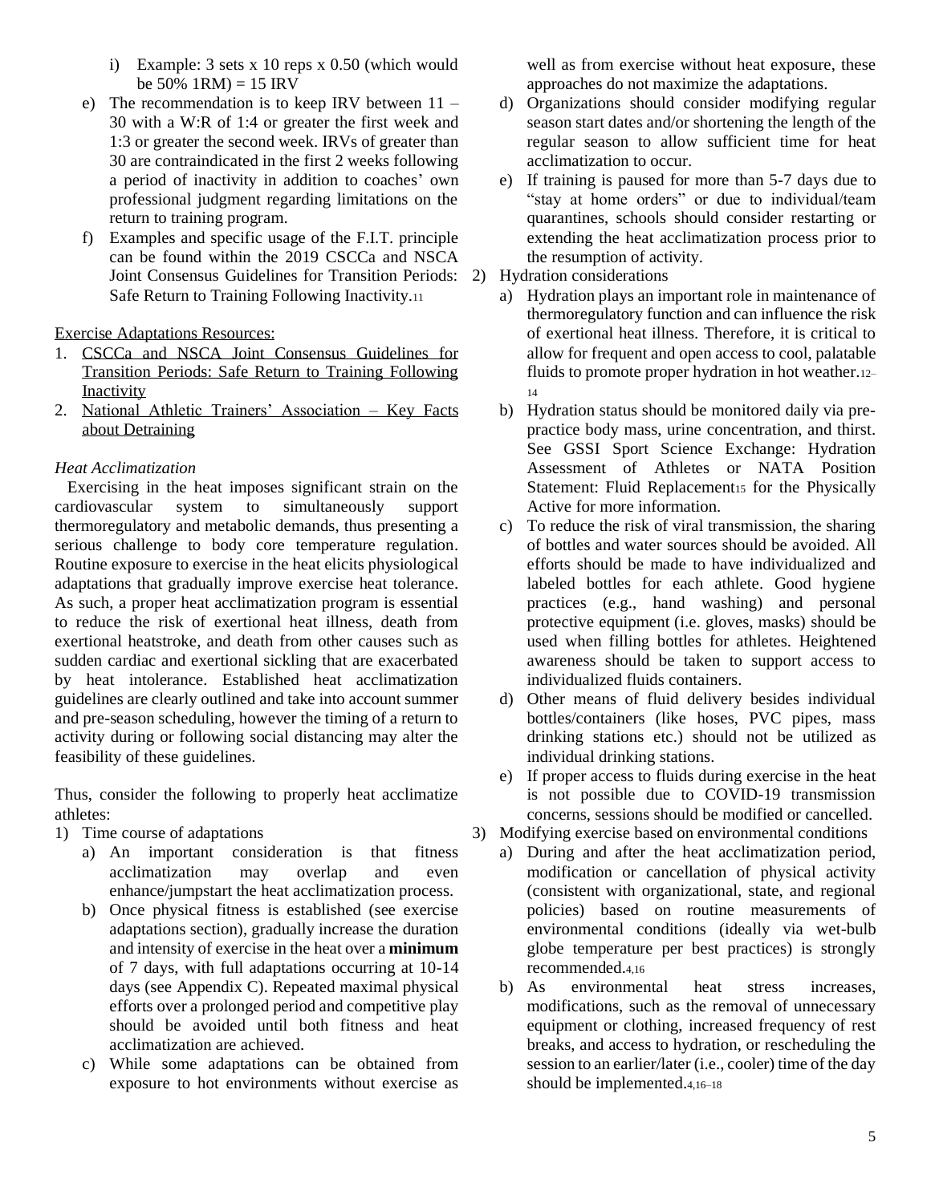i) Example: 3 sets x 10 reps x 0.50 (which would be 50% 1RM) = 15 IRV

e) The recommendation is to keep IRV between 11 – 30 with a W:R of 1:4 or greater the first week and 1:3 or greater the second week. IRVs of greater than 30 are contraindicated in the first 2 weeks following a period of inactivity in addition to coaches' own professional judgment regarding limitations on the return to training program.

f) Examples and specific usage of the F.I.T. principle can be found within the 2019 CSCCa and NSCA Joint Consensus Guidelines for Transition Periods: Safe Return to Training Following Inactivity.[11]

Exercise Adaptations Resources:

1. CSCCa and NSCA Joint Consensus Guidelines for Transition Periods: Safe Return to Training Following Inactivity
2. National Athletic Trainers' Association – Key Facts about Detraining

*Heat Acclimatization*

Exercising in the heat imposes significant strain on the cardiovascular system to simultaneously support thermoregulatory and metabolic demands, thus presenting a serious challenge to body core temperature regulation. Routine exposure to exercise in the heat elicits physiological adaptations that gradually improve exercise heat tolerance. As such, a proper heat acclimatization program is essential to reduce the risk of exertional heat illness, death from exertional heatstroke, and death from other causes such as sudden cardiac and exertional sickling that are exacerbated by heat intolerance. Established heat acclimatization guidelines are clearly outlined and take into account summer and pre-season scheduling, however the timing of a return to activity during or following social distancing may alter the feasibility of these guidelines.

Thus, consider the following to properly heat acclimatize athletes:

1) Time course of adaptations
   a) An important consideration is that fitness acclimatization may overlap and even enhance/jumpstart the heat acclimatization process.
   b) Once physical fitness is established (see exercise adaptations section), gradually increase the duration and intensity of exercise in the heat over a **minimum** of 7 days, with full adaptations occurring at 10-14 days (see Appendix C). Repeated maximal physical efforts over a prolonged period and competitive play should be avoided until both fitness and heat acclimatization are achieved.
   c) While some adaptations can be obtained from exposure to hot environments without exercise as well as from exercise without heat exposure, these approaches do not maximize the adaptations.
   d) Organizations should consider modifying regular season start dates and/or shortening the length of the regular season to allow sufficient time for heat acclimatization to occur.
   e) If training is paused for more than 5-7 days due to "stay at home orders" or due to individual/team quarantines, schools should consider restarting or extending the heat acclimatization process prior to the resumption of activity.
2) Hydration considerations
   a) Hydration plays an important role in maintenance of thermoregulatory function and can influence the risk of exertional heat illness. Therefore, it is critical to allow for frequent and open access to cool, palatable fluids to promote proper hydration in hot weather.[12–14]
   b) Hydration status should be monitored daily via pre-practice body mass, urine concentration, and thirst. See GSSI Sport Science Exchange: Hydration Assessment of Athletes or NATA Position Statement: Fluid Replacement[15] for the Physically Active for more information.
   c) To reduce the risk of viral transmission, the sharing of bottles and water sources should be avoided. All efforts should be made to have individualized and labeled bottles for each athlete. Good hygiene practices (e.g., hand washing) and personal protective equipment (i.e. gloves, masks) should be used when filling bottles for athletes. Heightened awareness should be taken to support access to individualized fluids containers.
   d) Other means of fluid delivery besides individual bottles/containers (like hoses, PVC pipes, mass drinking stations etc.) should not be utilized as individual drinking stations.
   e) If proper access to fluids during exercise in the heat is not possible due to COVID-19 transmission concerns, sessions should be modified or cancelled.
3) Modifying exercise based on environmental conditions
   a) During and after the heat acclimatization period, modification or cancellation of physical activity (consistent with organizational, state, and regional policies) based on routine measurements of environmental conditions (ideally via wet-bulb globe temperature per best practices) is strongly recommended.[4,16]
   b) As environmental heat stress increases, modifications, such as the removal of unnecessary equipment or clothing, increased frequency of rest breaks, and access to hydration, or rescheduling the session to an earlier/later (i.e., cooler) time of the day should be implemented.[4,16–18]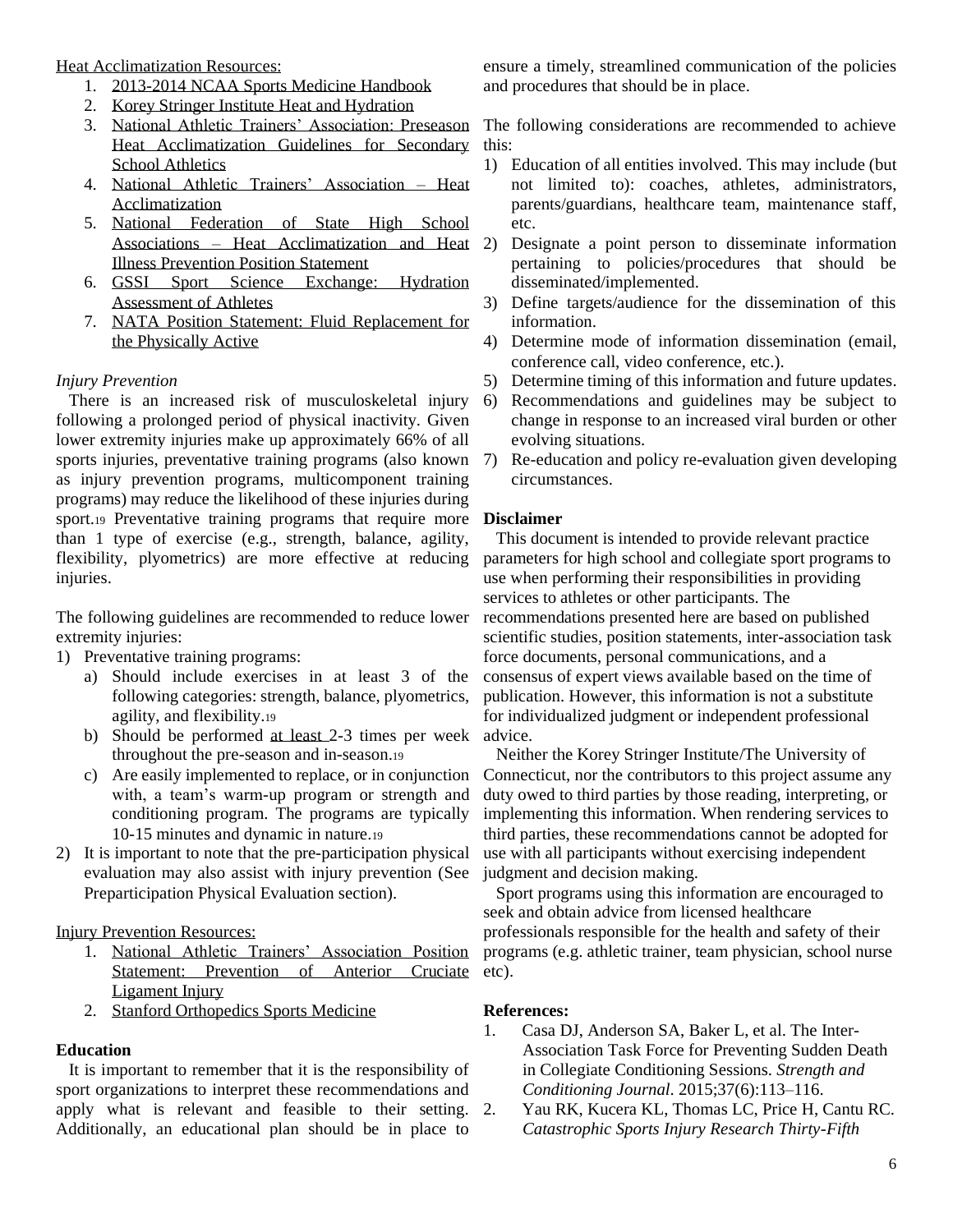Heat Acclimatization Resources:

1. 2013-2014 NCAA Sports Medicine Handbook
2. Korey Stringer Institute Heat and Hydration
3. National Athletic Trainers' Association: Preseason Heat Acclimatization Guidelines for Secondary School Athletics
4. National Athletic Trainers' Association – Heat Acclimatization
5. National Federation of State High School Associations – Heat Acclimatization and Heat Illness Prevention Position Statement
6. GSSI Sport Science Exchange: Hydration Assessment of Athletes
7. NATA Position Statement: Fluid Replacement for the Physically Active

*Injury Prevention*

There is an increased risk of musculoskeletal injury following a prolonged period of physical inactivity. Given lower extremity injuries make up approximately 66% of all sports injuries, preventative training programs (also known as injury prevention programs, multicomponent training programs) may reduce the likelihood of these injuries during sport.[19] Preventative training programs that require more than 1 type of exercise (e.g., strength, balance, agility, flexibility, plyometrics) are more effective at reducing injuries.

The following guidelines are recommended to reduce lower extremity injuries:

1) Preventative training programs:
   a) Should include exercises in at least 3 of the following categories: strength, balance, plyometrics, agility, and flexibility.[19]
   b) Should be performed at least 2-3 times per week throughout the pre-season and in-season.[19]
   c) Are easily implemented to replace, or in conjunction with, a team's warm-up program or strength and conditioning program. The programs are typically 10-15 minutes and dynamic in nature.[19]
2) It is important to note that the pre-participation physical evaluation may also assist with injury prevention (See Preparticipation Physical Evaluation section).

Injury Prevention Resources:

1. National Athletic Trainers' Association Position Statement: Prevention of Anterior Cruciate Ligament Injury
2. Stanford Orthopedics Sports Medicine

**Education**

It is important to remember that it is the responsibility of sport organizations to interpret these recommendations and apply what is relevant and feasible to their setting. Additionally, an educational plan should be in place to ensure a timely, streamlined communication of the policies and procedures that should be in place.

The following considerations are recommended to achieve this:

1) Education of all entities involved. This may include (but not limited to): coaches, athletes, administrators, parents/guardians, healthcare team, maintenance staff, etc.
2) Designate a point person to disseminate information pertaining to policies/procedures that should be disseminated/implemented.
3) Define targets/audience for the dissemination of this information.
4) Determine mode of information dissemination (email, conference call, video conference, etc.).
5) Determine timing of this information and future updates.
6) Recommendations and guidelines may be subject to change in response to an increased viral burden or other evolving situations.
7) Re-education and policy re-evaluation given developing circumstances.

**Disclaimer**

This document is intended to provide relevant practice parameters for high school and collegiate sport programs to use when performing their responsibilities in providing services to athletes or other participants. The recommendations presented here are based on published scientific studies, position statements, inter-association task force documents, personal communications, and a consensus of expert views available based on the time of publication. However, this information is not a substitute for individualized judgment or independent professional advice.

Neither the Korey Stringer Institute/The University of Connecticut, nor the contributors to this project assume any duty owed to third parties by those reading, interpreting, or implementing this information. When rendering services to third parties, these recommendations cannot be adopted for use with all participants without exercising independent judgment and decision making.

Sport programs using this information are encouraged to seek and obtain advice from licensed healthcare professionals responsible for the health and safety of their programs (e.g. athletic trainer, team physician, school nurse etc).

**References:**

1. Casa DJ, Anderson SA, Baker L, et al. The Inter-Association Task Force for Preventing Sudden Death in Collegiate Conditioning Sessions. *Strength and Conditioning Journal*. 2015;37(6):113–116.
2. Yau RK, Kucera KL, Thomas LC, Price H, Cantu RC. *Catastrophic Sports Injury Research Thirty-Fifth*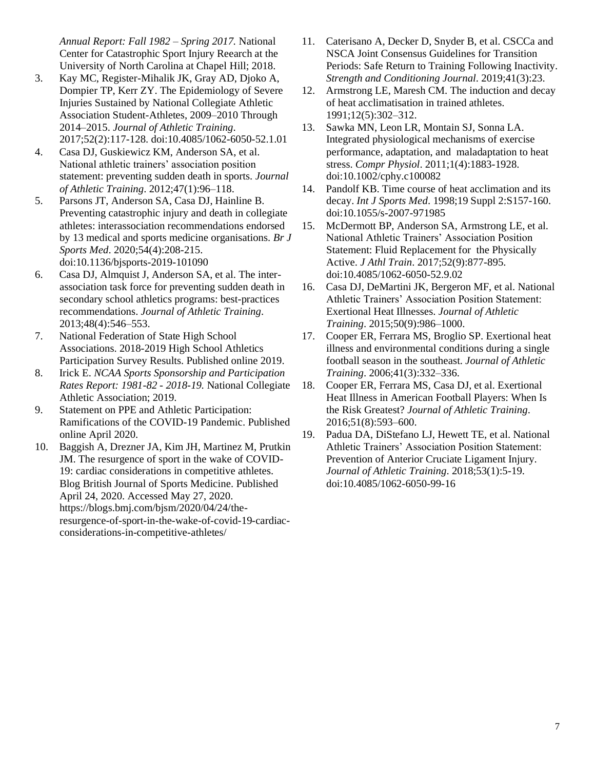*Annual Report: Fall 1982 – Spring 2017.* National Center for Catastrophic Sport Injury Reearch at the University of North Carolina at Chapel Hill; 2018.

3. Kay MC, Register-Mihalik JK, Gray AD, Djoko A, Dompier TP, Kerr ZY. The Epidemiology of Severe Injuries Sustained by National Collegiate Athletic Association Student-Athletes, 2009–2010 Through 2014–2015. *Journal of Athletic Training*. 2017;52(2):117-128. doi:10.4085/1062-6050-52.1.01
4. Casa DJ, Guskiewicz KM, Anderson SA, et al. National athletic trainers' association position statement: preventing sudden death in sports. *Journal of Athletic Training*. 2012;47(1):96–118.
5. Parsons JT, Anderson SA, Casa DJ, Hainline B. Preventing catastrophic injury and death in collegiate athletes: interassociation recommendations endorsed by 13 medical and sports medicine organisations. *Br J Sports Med*. 2020;54(4):208-215. doi:10.1136/bjsports-2019-101090
6. Casa DJ, Almquist J, Anderson SA, et al. The inter-association task force for preventing sudden death in secondary school athletics programs: best-practices recommendations. *Journal of Athletic Training*. 2013;48(4):546–553.
7. National Federation of State High School Associations. 2018-2019 High School Athletics Participation Survey Results. Published online 2019.
8. Irick E. *NCAA Sports Sponsorship and Participation Rates Report: 1981-82 - 2018-19.* National Collegiate Athletic Association; 2019.
9. Statement on PPE and Athletic Participation: Ramifications of the COVID-19 Pandemic. Published online April 2020.
10. Baggish A, Drezner JA, Kim JH, Martinez M, Prutkin JM. The resurgence of sport in the wake of COVID-19: cardiac considerations in competitive athletes. Blog British Journal of Sports Medicine. Published April 24, 2020. Accessed May 27, 2020. https://blogs.bmj.com/bjsm/2020/04/24/the-resurgence-of-sport-in-the-wake-of-covid-19-cardiac-considerations-in-competitive-athletes/
11. Caterisano A, Decker D, Snyder B, et al. CSCCa and NSCA Joint Consensus Guidelines for Transition Periods: Safe Return to Training Following Inactivity. *Strength and Conditioning Journal*. 2019;41(3):23.
12. Armstrong LE, Maresh CM. The induction and decay of heat acclimatisation in trained athletes. 1991;12(5):302–312.
13. Sawka MN, Leon LR, Montain SJ, Sonna LA. Integrated physiological mechanisms of exercise performance, adaptation, and maladaptation to heat stress. *Compr Physiol*. 2011;1(4):1883-1928. doi:10.1002/cphy.c100082
14. Pandolf KB. Time course of heat acclimation and its decay. *Int J Sports Med*. 1998;19 Suppl 2:S157-160. doi:10.1055/s-2007-971985
15. McDermott BP, Anderson SA, Armstrong LE, et al. National Athletic Trainers' Association Position Statement: Fluid Replacement for the Physically Active. *J Athl Train*. 2017;52(9):877-895. doi:10.4085/1062-6050-52.9.02
16. Casa DJ, DeMartini JK, Bergeron MF, et al. National Athletic Trainers' Association Position Statement: Exertional Heat Illnesses. *Journal of Athletic Training*. 2015;50(9):986–1000.
17. Cooper ER, Ferrara MS, Broglio SP. Exertional heat illness and environmental conditions during a single football season in the southeast. *Journal of Athletic Training*. 2006;41(3):332–336.
18. Cooper ER, Ferrara MS, Casa DJ, et al. Exertional Heat Illness in American Football Players: When Is the Risk Greatest? *Journal of Athletic Training*. 2016;51(8):593–600.
19. Padua DA, DiStefano LJ, Hewett TE, et al. National Athletic Trainers' Association Position Statement: Prevention of Anterior Cruciate Ligament Injury. *Journal of Athletic Training*. 2018;53(1):5-19. doi:10.4085/1062-6050-99-16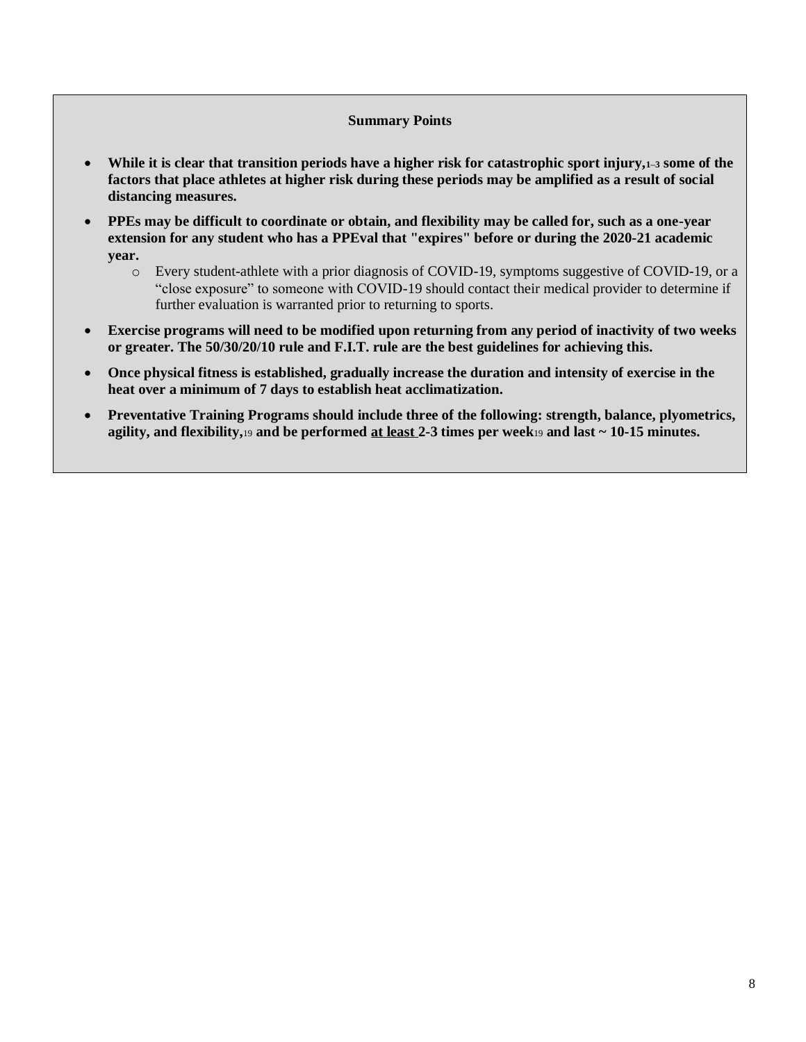**Summary Points**

- **While it is clear that transition periods have a higher risk for catastrophic sport injury,**[1–3] **some of the factors that place athletes at higher risk during these periods may be amplified as a result of social distancing measures.**
- **PPEs may be difficult to coordinate or obtain, and flexibility may be called for, such as a one-year extension for any student who has a PPEval that "expires" before or during the 2020-21 academic year.**
  - Every student-athlete with a prior diagnosis of COVID-19, symptoms suggestive of COVID-19, or a "close exposure" to someone with COVID-19 should contact their medical provider to determine if further evaluation is warranted prior to returning to sports.
- **Exercise programs will need to be modified upon returning from any period of inactivity of two weeks or greater. The 50/30/20/10 rule and F.I.T. rule are the best guidelines for achieving this.**
- **Once physical fitness is established, gradually increase the duration and intensity of exercise in the heat over a minimum of 7 days to establish heat acclimatization.**
- **Preventative Training Programs should include three of the following: strength, balance, plyometrics, agility, and flexibility,**[19] **and be performed <u>at least</u> 2-3 times per week**[19] **and last ~ 10-15 minutes.**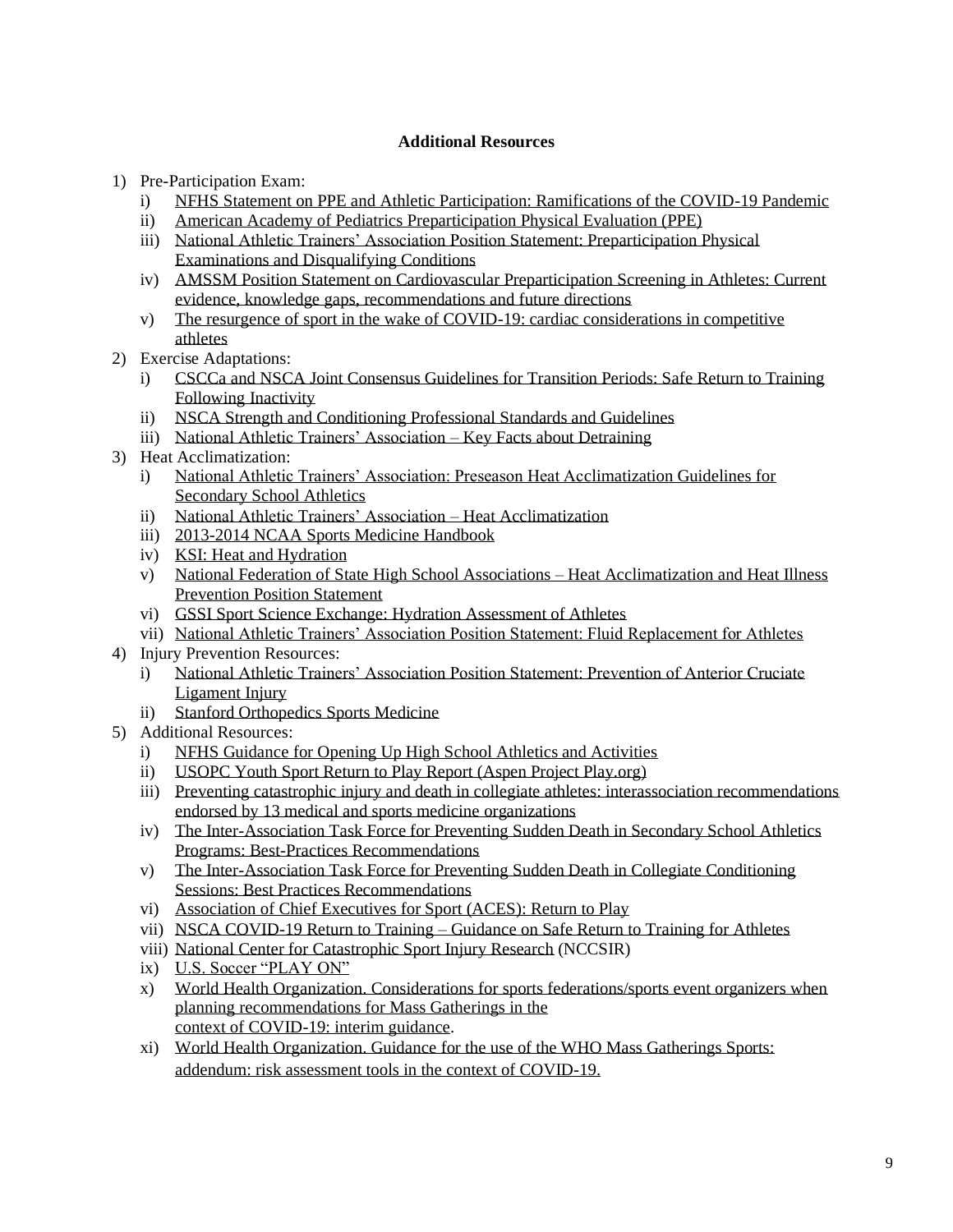**Additional Resources**

1) Pre-Participation Exam:
   i) NFHS Statement on PPE and Athletic Participation: Ramifications of the COVID-19 Pandemic
   ii) American Academy of Pediatrics Preparticipation Physical Evaluation (PPE)
   iii) National Athletic Trainers' Association Position Statement: Preparticipation Physical Examinations and Disqualifying Conditions
   iv) AMSSM Position Statement on Cardiovascular Preparticipation Screening in Athletes: Current evidence, knowledge gaps, recommendations and future directions
   v) The resurgence of sport in the wake of COVID-19: cardiac considerations in competitive athletes
2) Exercise Adaptations:
   i) CSCCa and NSCA Joint Consensus Guidelines for Transition Periods: Safe Return to Training Following Inactivity
   ii) NSCA Strength and Conditioning Professional Standards and Guidelines
   iii) National Athletic Trainers' Association – Key Facts about Detraining
3) Heat Acclimatization:
   i) National Athletic Trainers' Association: Preseason Heat Acclimatization Guidelines for Secondary School Athletics
   ii) National Athletic Trainers' Association – Heat Acclimatization
   iii) 2013-2014 NCAA Sports Medicine Handbook
   iv) KSI: Heat and Hydration
   v) National Federation of State High School Associations – Heat Acclimatization and Heat Illness Prevention Position Statement
   vi) GSSI Sport Science Exchange: Hydration Assessment of Athletes
   vii) National Athletic Trainers' Association Position Statement: Fluid Replacement for Athletes
4) Injury Prevention Resources:
   i) National Athletic Trainers' Association Position Statement: Prevention of Anterior Cruciate Ligament Injury
   ii) Stanford Orthopedics Sports Medicine
5) Additional Resources:
   i) NFHS Guidance for Opening Up High School Athletics and Activities
   ii) USOPC Youth Sport Return to Play Report (Aspen Project Play.org)
   iii) Preventing catastrophic injury and death in collegiate athletes: interassociation recommendations endorsed by 13 medical and sports medicine organizations
   iv) The Inter-Association Task Force for Preventing Sudden Death in Secondary School Athletics Programs: Best-Practices Recommendations
   v) The Inter-Association Task Force for Preventing Sudden Death in Collegiate Conditioning Sessions: Best Practices Recommendations
   vi) Association of Chief Executives for Sport (ACES): Return to Play
   vii) NSCA COVID-19 Return to Training – Guidance on Safe Return to Training for Athletes
   viii) National Center for Catastrophic Sport Injury Research (NCCSIR)
   ix) U.S. Soccer "PLAY ON"
   x) World Health Organization. Considerations for sports federations/sports event organizers when planning recommendations for Mass Gatherings in the context of COVID-19: interim guidance.
   xi) World Health Organization. Guidance for the use of the WHO Mass Gatherings Sports: addendum: risk assessment tools in the context of COVID-19.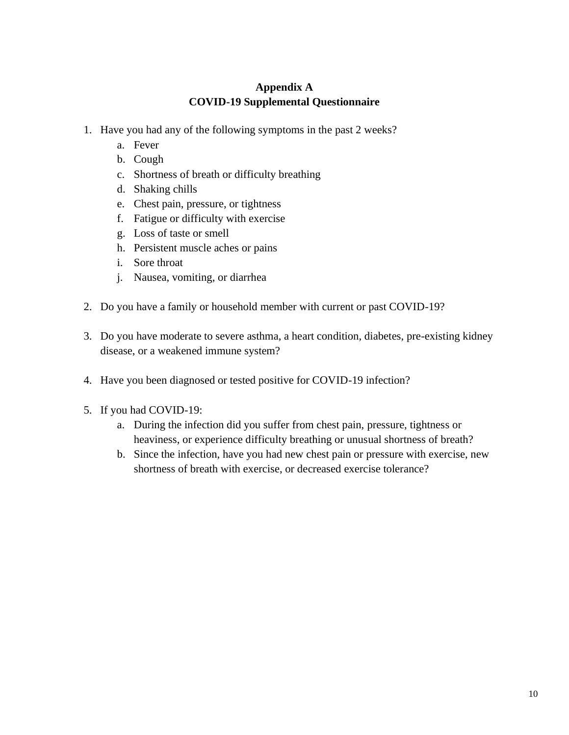## Appendix A
## COVID-19 Supplemental Questionnaire

1. Have you had any of the following symptoms in the past 2 weeks?
    a. Fever
    b. Cough
    c. Shortness of breath or difficulty breathing
    d. Shaking chills
    e. Chest pain, pressure, or tightness
    f. Fatigue or difficulty with exercise
    g. Loss of taste or smell
    h. Persistent muscle aches or pains
    i. Sore throat
    j. Nausea, vomiting, or diarrhea

2. Do you have a family or household member with current or past COVID-19?

3. Do you have moderate to severe asthma, a heart condition, diabetes, pre-existing kidney disease, or a weakened immune system?

4. Have you been diagnosed or tested positive for COVID-19 infection?

5. If you had COVID-19:
    a. During the infection did you suffer from chest pain, pressure, tightness or heaviness, or experience difficulty breathing or unusual shortness of breath?
    b. Since the infection, have you had new chest pain or pressure with exercise, new shortness of breath with exercise, or decreased exercise tolerance?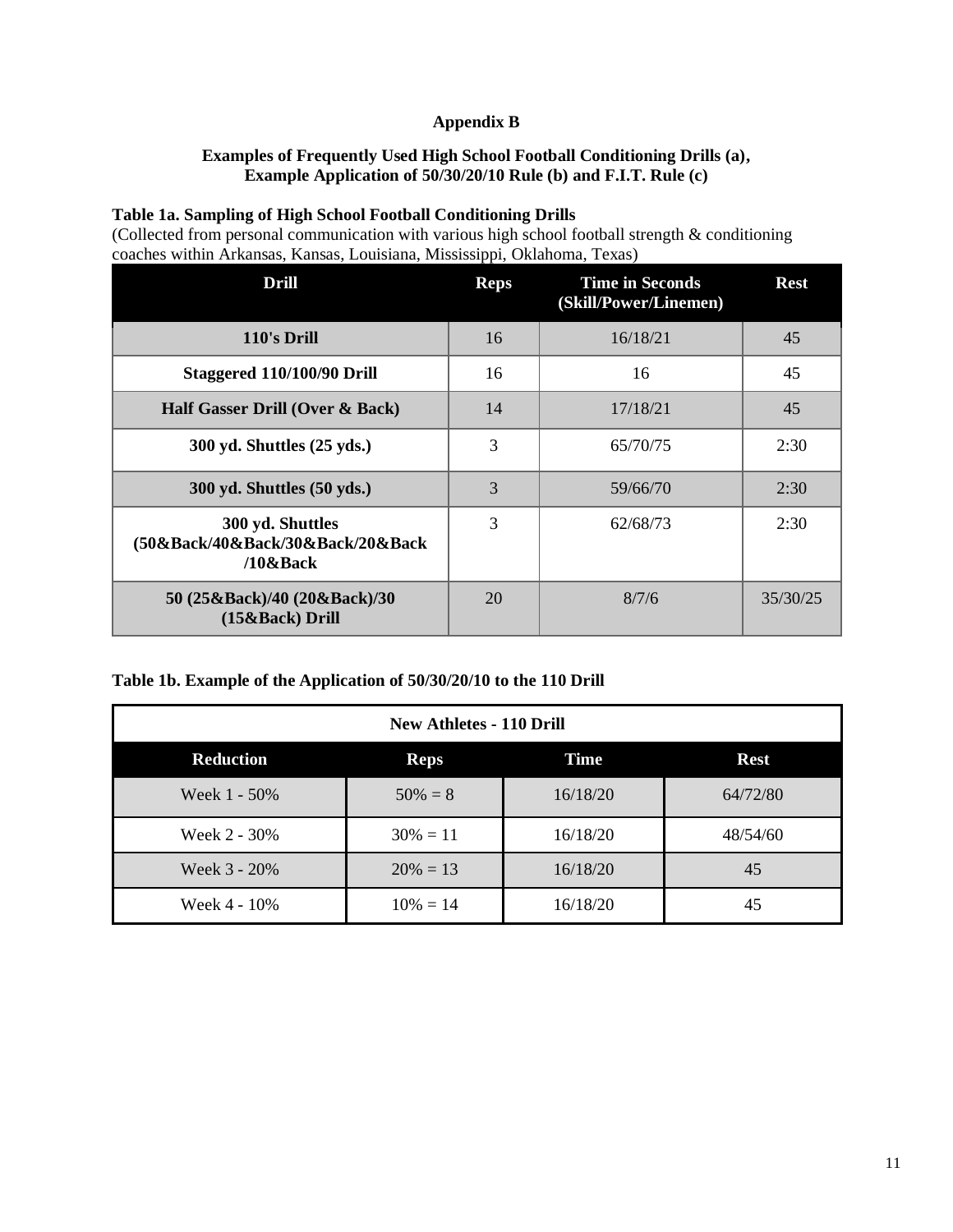## Appendix B

### Examples of Frequently Used High School Football Conditioning Drills (a), Example Application of 50/30/20/10 Rule (b) and F.I.T. Rule (c)

**Table 1a. Sampling of High School Football Conditioning Drills**
(Collected from personal communication with various high school football strength & conditioning coaches within Arkansas, Kansas, Louisiana, Mississippi, Oklahoma, Texas)

| Drill | Reps | Time in Seconds (Skill/Power/Linemen) | Rest |
|---|---|---|---|
| **110's Drill** | 16 | 16/18/21 | 45 |
| **Staggered 110/100/90 Drill** | 16 | 16 | 45 |
| **Half Gasser Drill (Over & Back)** | 14 | 17/18/21 | 45 |
| **300 yd. Shuttles (25 yds.)** | 3 | 65/70/75 | 2:30 |
| **300 yd. Shuttles (50 yds.)** | 3 | 59/66/70 | 2:30 |
| **300 yd. Shuttles (50&Back/40&Back/30&Back/20&Back /10&Back** | 3 | 62/68/73 | 2:30 |
| **50 (25&Back)/40 (20&Back)/30 (15&Back) Drill** | 20 | 8/7/6 | 35/30/25 |

**Table 1b. Example of the Application of 50/30/20/10 to the 110 Drill**

| New Athletes - 110 Drill | | | |
|---|---|---|---|
| **Reduction** | **Reps** | **Time** | **Rest** |
| Week 1 - 50% | 50% = 8 | 16/18/20 | 64/72/80 |
| Week 2 - 30% | 30% = 11 | 16/18/20 | 48/54/60 |
| Week 3 - 20% | 20% = 13 | 16/18/20 | 45 |
| Week 4 - 10% | 10% = 14 | 16/18/20 | 45 |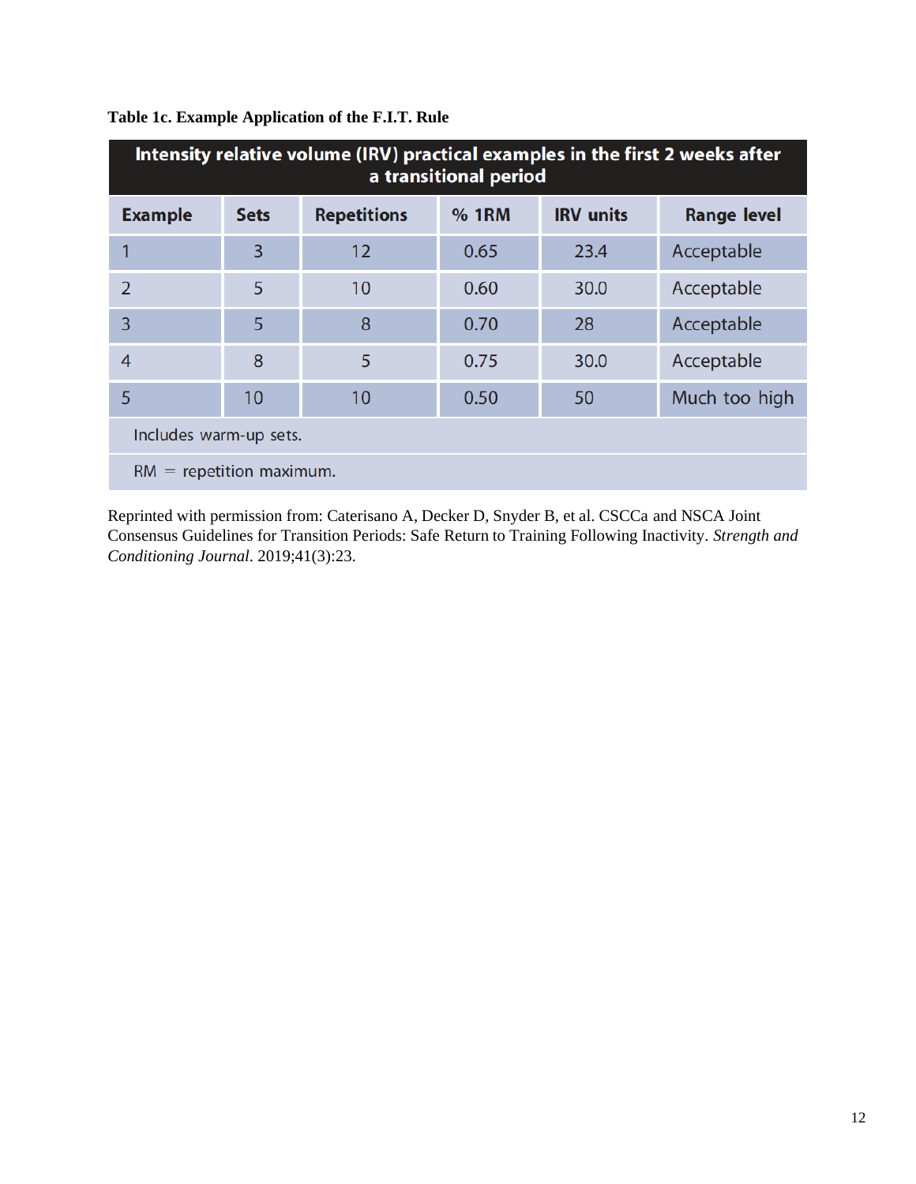**Table 1c. Example Application of the F.I.T. Rule**

| Intensity relative volume (IRV) practical examples in the first 2 weeks after a transitional period | | | | | |
|---|---|---|---|---|---|
| **Example** | **Sets** | **Repetitions** | **% 1RM** | **IRV units** | **Range level** |
| 1 | 3 | 12 | 0.65 | 23.4 | Acceptable |
| 2 | 5 | 10 | 0.60 | 30.0 | Acceptable |
| 3 | 5 | 8 | 0.70 | 28 | Acceptable |
| 4 | 8 | 5 | 0.75 | 30.0 | Acceptable |
| 5 | 10 | 10 | 0.50 | 50 | Much too high |

Includes warm-up sets.

RM = repetition maximum.

Reprinted with permission from: Caterisano A, Decker D, Snyder B, et al. CSCCa and NSCA Joint Consensus Guidelines for Transition Periods: Safe Return to Training Following Inactivity. *Strength and Conditioning Journal*. 2019;41(3):23.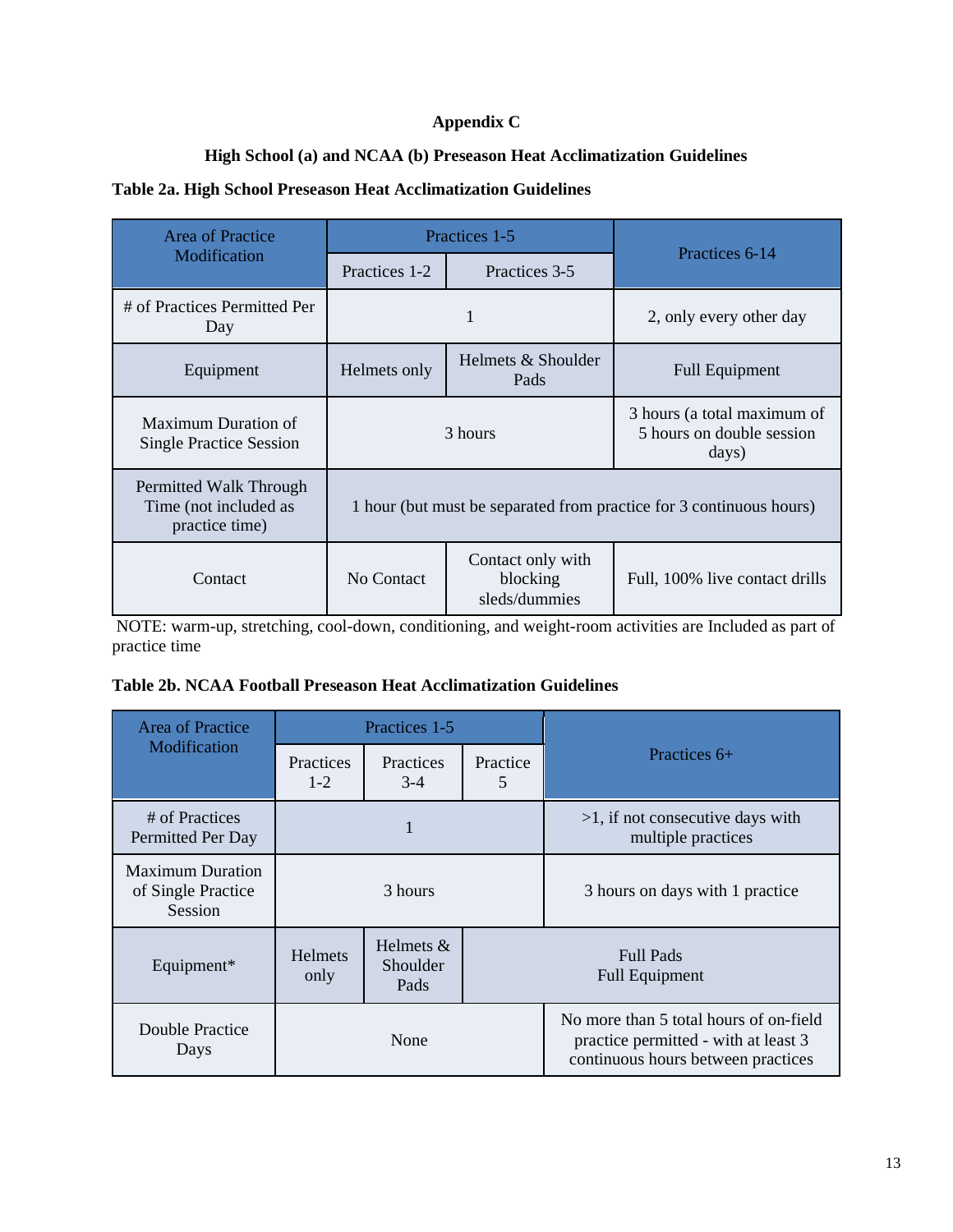# Appendix C

## High School (a) and NCAA (b) Preseason Heat Acclimatization Guidelines

**Table 2a. High School Preseason Heat Acclimatization Guidelines**

| Area of Practice Modification | Practices 1-5 | | Practices 6-14 |
|---|---|---|---|
| | Practices 1-2 | Practices 3-5 | |
| # of Practices Permitted Per Day | 1 | | 2, only every other day |
| Equipment | Helmets only | Helmets & Shoulder Pads | Full Equipment |
| Maximum Duration of Single Practice Session | 3 hours | | 3 hours (a total maximum of 5 hours on double session days) |
| Permitted Walk Through Time (not included as practice time) | 1 hour (but must be separated from practice for 3 continuous hours) | | |
| Contact | No Contact | Contact only with blocking sleds/dummies | Full, 100% live contact drills |

NOTE: warm-up, stretching, cool-down, conditioning, and weight-room activities are Included as part of practice time

**Table 2b. NCAA Football Preseason Heat Acclimatization Guidelines**

| Area of Practice Modification | Practices 1-5 | | | Practices 6+ |
|---|---|---|---|---|
| | Practices 1-2 | Practices 3-4 | Practice 5 | |
| # of Practices Permitted Per Day | 1 | | | >1, if not consecutive days with multiple practices |
| Maximum Duration of Single Practice Session | 3 hours | | | 3 hours on days with 1 practice |
| Equipment* | Helmets only | Helmets & Shoulder Pads | Full Pads Full Equipment | |
| Double Practice Days | None | | | No more than 5 total hours of on-field practice permitted - with at least 3 continuous hours between practices |